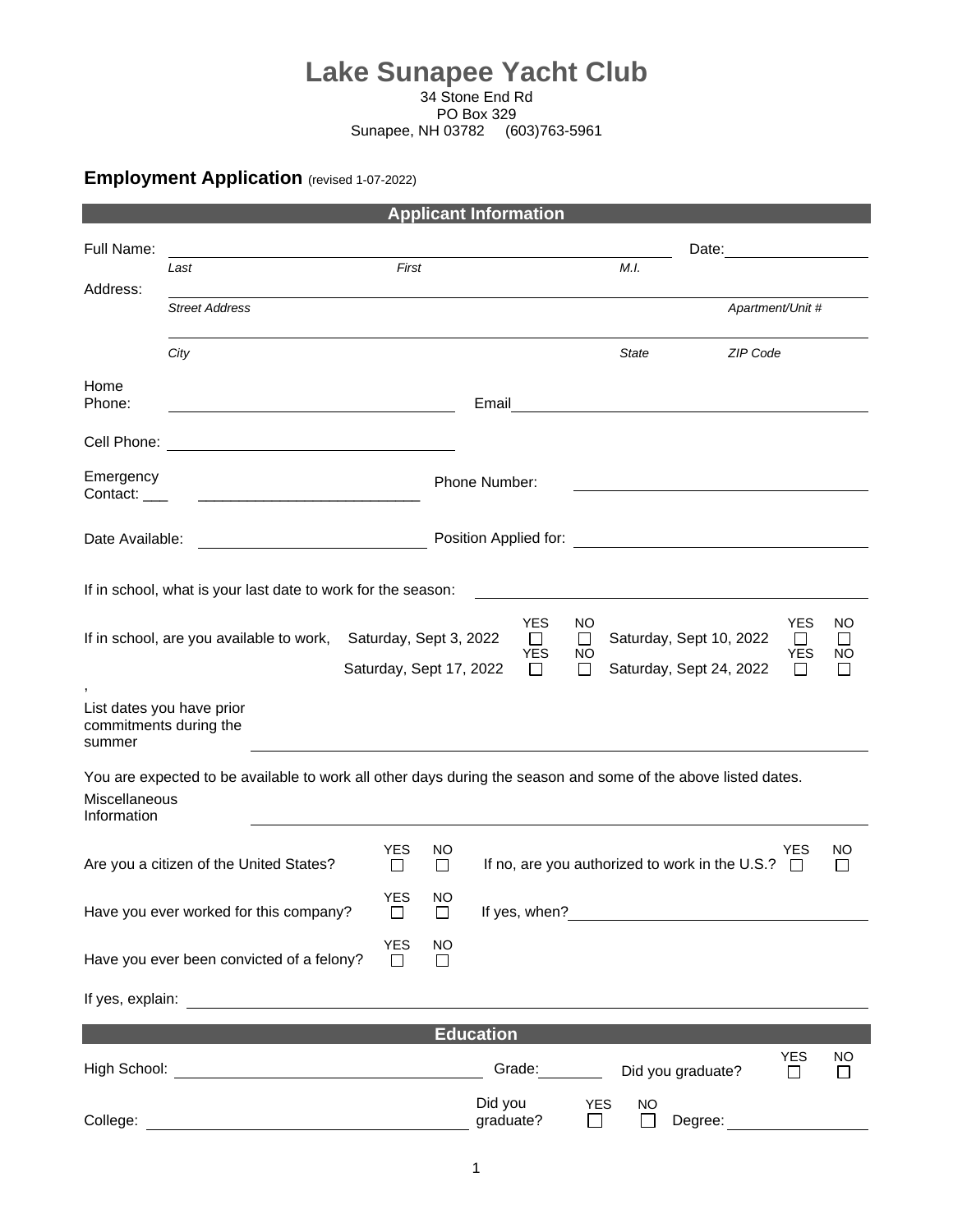# Lake Sunapee Yacht Club

34 Stone End Rd
PO Box 329
Sunapee, NH 03782 (603)763-5961

## Employment Application (revised 1-07-2022)

### Applicant Information

Full Name: ______________________________________ Date: __________

*Last* *First* *M.I.*

Address: ______________________________________

*Street Address* *Apartment/Unit #*

______________________________________

*City* *State* *ZIP Code*

Home Phone: ____________________ Email ____________________

Cell Phone: ____________________

Emergency Contact: ___ ____________________ Phone Number: ____________________

Date Available: ____________________ Position Applied for: ____________________

If in school, what is your last date to work for the season: ____________________

If in school, are you available to work,

| | YES | NO | | YES | NO |
|---|---|---|---|---|---|
| Saturday, Sept 3, 2022 | ☐ | ☐ | Saturday, Sept 10, 2022 | ☐ | ☐ |
| Saturday, Sept 17, 2022 | ☐ | ☐ | Saturday, Sept 24, 2022 | ☐ | ☐ |

,

List dates you have prior commitments during the summer ____________________

You are expected to be available to work all other days during the season and some of the above listed dates.

Miscellaneous Information ____________________

Are you a citizen of the United States? YES ☐ NO ☐ If no, are you authorized to work in the U.S.? YES ☐ NO ☐

Have you ever worked for this company? YES ☐ NO ☐ If yes, when? ____________________

Have you ever been convicted of a felony? YES ☐ NO ☐

If yes, explain: ____________________

### Education

High School: ____________________ Grade: ________ Did you graduate? YES ☐ NO ☐

College: ____________________ Did you graduate? YES ☐ NO ☐ Degree: ____________________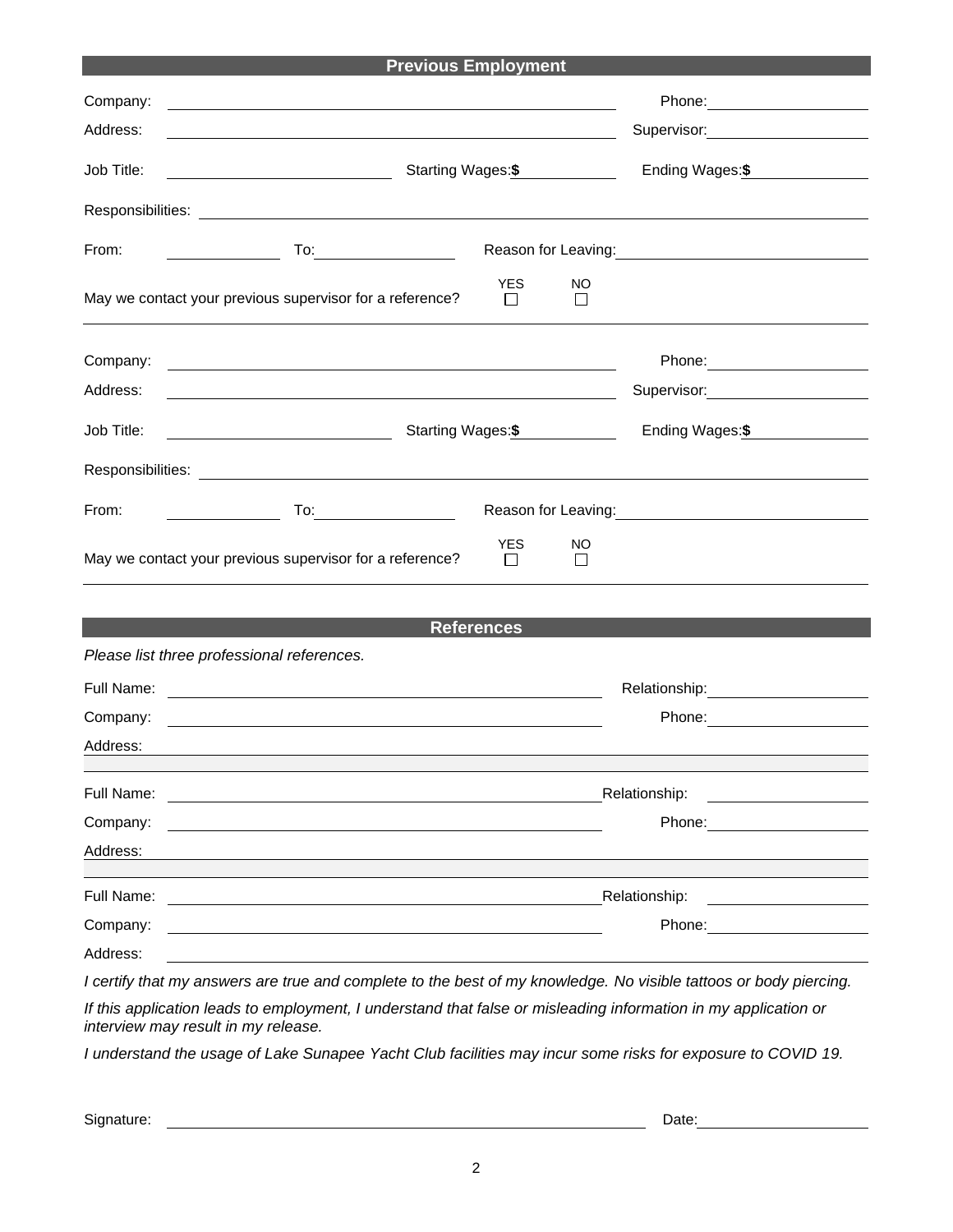## Previous Employment

Company: \_\_\_\_\_\_\_\_\_\_\_\_\_\_\_\_\_\_\_\_\_\_\_\_\_\_\_\_\_\_ Phone: \_\_\_\_\_\_\_\_\_\_\_\_\_\_\_\_

Address: \_\_\_\_\_\_\_\_\_\_\_\_\_\_\_\_\_\_\_\_\_\_\_\_\_\_\_\_\_\_ Supervisor: \_\_\_\_\_\_\_\_\_\_\_\_\_\_\_\_

Job Title: \_\_\_\_\_\_\_\_\_\_\_\_\_\_\_\_ Starting Wages: $ \_\_\_\_\_\_\_\_ Ending Wages: $ \_\_\_\_\_\_\_\_

Responsibilities: \_\_\_\_\_\_\_\_\_\_\_\_\_\_\_\_\_\_\_\_\_\_\_\_\_\_\_\_\_\_\_\_\_\_\_\_\_\_\_\_\_\_\_\_

From: \_\_\_\_\_\_\_\_ To: \_\_\_\_\_\_\_\_ Reason for Leaving: \_\_\_\_\_\_\_\_\_\_\_\_\_\_\_\_\_\_\_\_

May we contact your previous supervisor for a reference? YES ☐ NO ☐

---

Company: \_\_\_\_\_\_\_\_\_\_\_\_\_\_\_\_\_\_\_\_\_\_\_\_\_\_\_\_\_\_ Phone: \_\_\_\_\_\_\_\_\_\_\_\_\_\_\_\_

Address: \_\_\_\_\_\_\_\_\_\_\_\_\_\_\_\_\_\_\_\_\_\_\_\_\_\_\_\_\_\_ Supervisor: \_\_\_\_\_\_\_\_\_\_\_\_\_\_\_\_

Job Title: \_\_\_\_\_\_\_\_\_\_\_\_\_\_\_\_ Starting Wages: $ \_\_\_\_\_\_\_\_ Ending Wages: $ \_\_\_\_\_\_\_\_

Responsibilities: \_\_\_\_\_\_\_\_\_\_\_\_\_\_\_\_\_\_\_\_\_\_\_\_\_\_\_\_\_\_\_\_\_\_\_\_\_\_\_\_\_\_\_\_

From: \_\_\_\_\_\_\_\_ To: \_\_\_\_\_\_\_\_ Reason for Leaving: \_\_\_\_\_\_\_\_\_\_\_\_\_\_\_\_\_\_\_\_

May we contact your previous supervisor for a reference? YES ☐ NO ☐

## References

*Please list three professional references.*

Full Name: \_\_\_\_\_\_\_\_\_\_\_\_\_\_\_\_\_\_\_\_\_\_\_\_\_\_\_\_\_\_ Relationship: \_\_\_\_\_\_\_\_\_\_\_\_\_\_\_\_

Company: \_\_\_\_\_\_\_\_\_\_\_\_\_\_\_\_\_\_\_\_\_\_\_\_\_\_\_\_\_\_ Phone: \_\_\_\_\_\_\_\_\_\_\_\_\_\_\_\_

Address: \_\_\_\_\_\_\_\_\_\_\_\_\_\_\_\_\_\_\_\_\_\_\_\_\_\_\_\_\_\_\_\_\_\_\_\_\_\_\_\_\_\_\_\_

Full Name: \_\_\_\_\_\_\_\_\_\_\_\_\_\_\_\_\_\_\_\_\_\_\_\_\_\_\_\_\_\_ Relationship: \_\_\_\_\_\_\_\_\_\_\_\_\_\_\_\_

Company: \_\_\_\_\_\_\_\_\_\_\_\_\_\_\_\_\_\_\_\_\_\_\_\_\_\_\_\_\_\_ Phone: \_\_\_\_\_\_\_\_\_\_\_\_\_\_\_\_

Address: \_\_\_\_\_\_\_\_\_\_\_\_\_\_\_\_\_\_\_\_\_\_\_\_\_\_\_\_\_\_\_\_\_\_\_\_\_\_\_\_\_\_\_\_

Full Name: \_\_\_\_\_\_\_\_\_\_\_\_\_\_\_\_\_\_\_\_\_\_\_\_\_\_\_\_\_\_ Relationship: \_\_\_\_\_\_\_\_\_\_\_\_\_\_\_\_

Company: \_\_\_\_\_\_\_\_\_\_\_\_\_\_\_\_\_\_\_\_\_\_\_\_\_\_\_\_\_\_ Phone: \_\_\_\_\_\_\_\_\_\_\_\_\_\_\_\_

Address: \_\_\_\_\_\_\_\_\_\_\_\_\_\_\_\_\_\_\_\_\_\_\_\_\_\_\_\_\_\_\_\_\_\_\_\_\_\_\_\_\_\_\_\_

*I certify that my answers are true and complete to the best of my knowledge. No visible tattoos or body piercing.*

*If this application leads to employment, I understand that false or misleading information in my application or interview may result in my release.*

*I understand the usage of Lake Sunapee Yacht Club facilities may incur some risks for exposure to COVID 19.*

Signature: \_\_\_\_\_\_\_\_\_\_\_\_\_\_\_\_\_\_\_\_\_\_\_\_\_\_\_\_\_\_\_\_\_\_\_\_ Date: \_\_\_\_\_\_\_\_\_\_\_\_\_\_\_\_